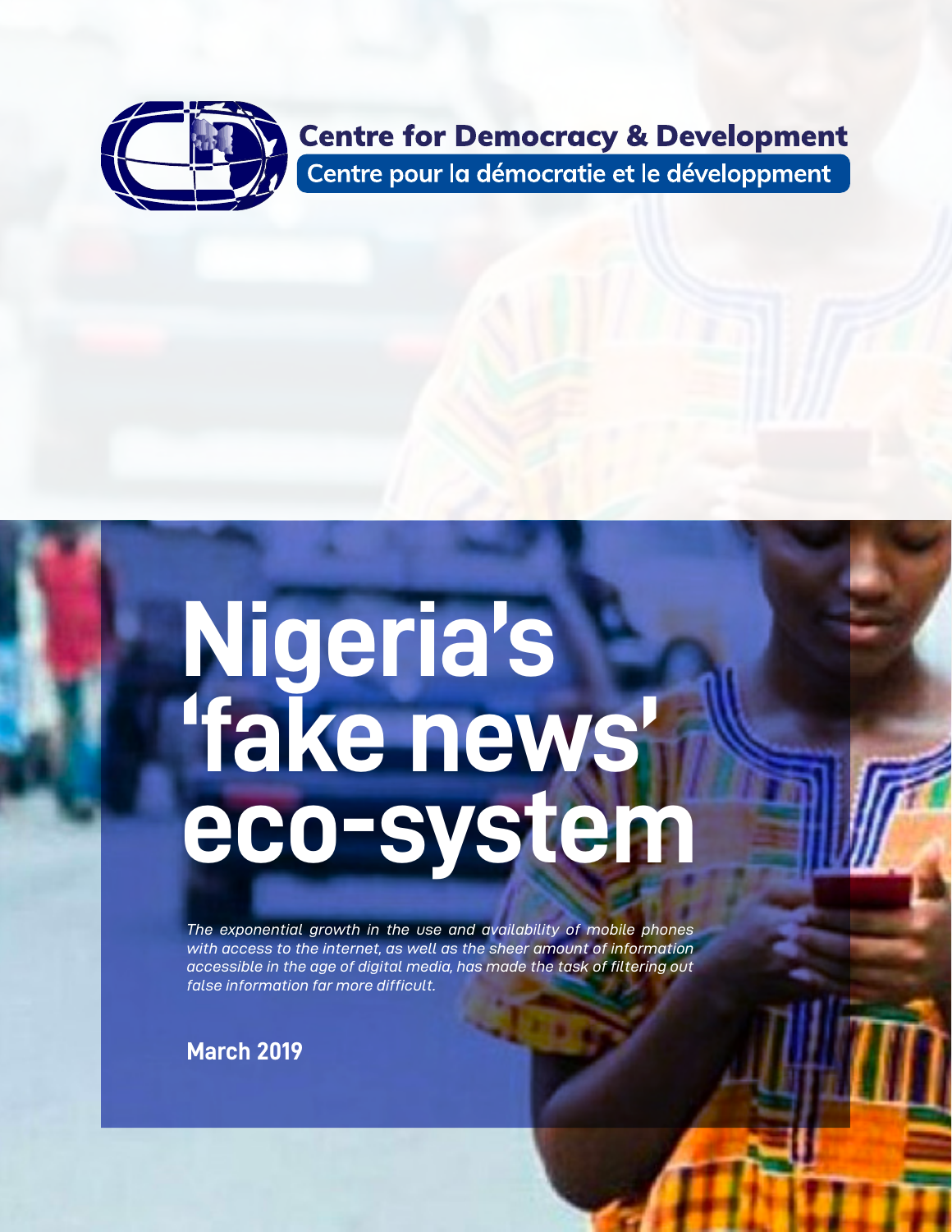Centre for Democracy & Development

Centre pour la démocratie et le développment

# Nigeria's 'fake news' eco-system

*The exponential growth in the use and availability of mobile phones with access to the internet, as well as the sheer amount of information accessible in the age of digital media, has made the task of filtering out false information far more difficult.*

**March 2019**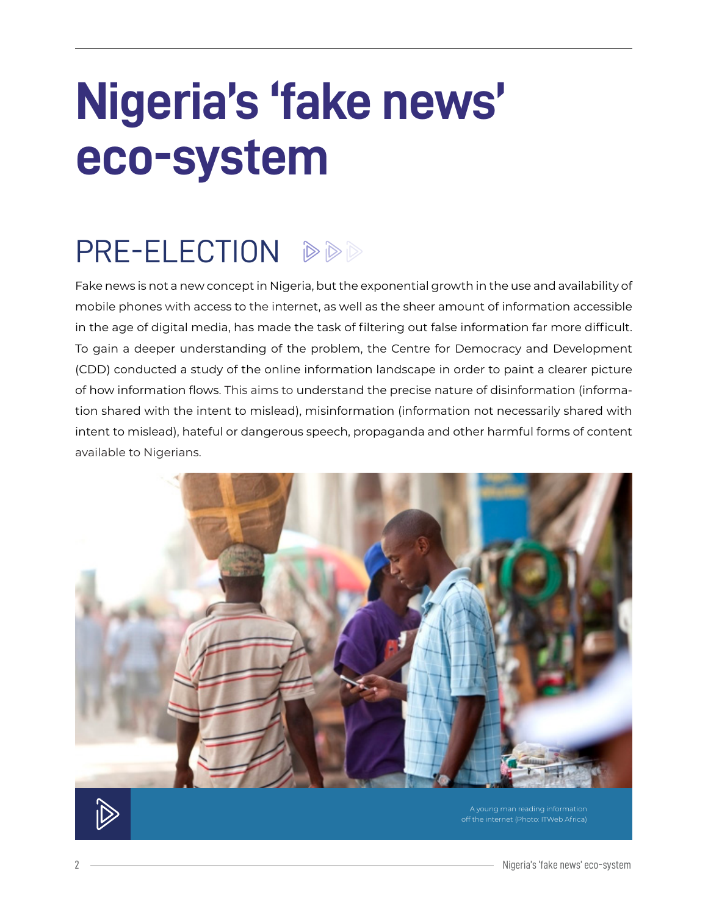# Nigeria's 'fake news' eco-system

## PRE-ELECTION

Fake news is not a new concept in Nigeria, but the exponential growth in the use and availability of mobile phones with access to the internet, as well as the sheer amount of information accessible in the age of digital media, has made the task of filtering out false information far more difficult. To gain a deeper understanding of the problem, the Centre for Democracy and Development (CDD) conducted a study of the online information landscape in order to paint a clearer picture of how information flows. This aims to understand the precise nature of disinformation (information shared with the intent to mislead), misinformation (information not necessarily shared with intent to mislead), hateful or dangerous speech, propaganda and other harmful forms of content available to Nigerians.

A young man reading information off the internet (Photo: ITWeb Africa)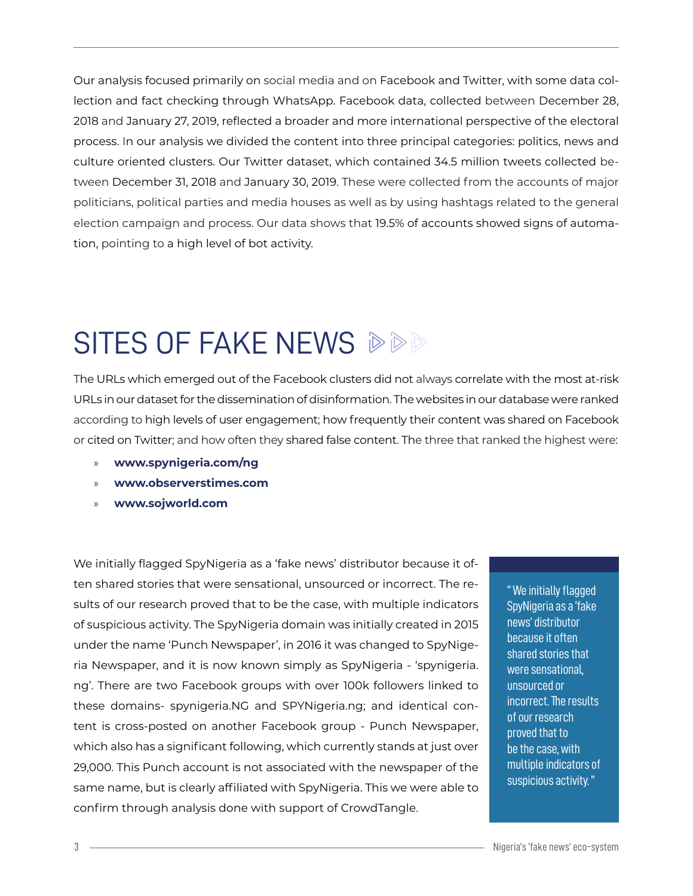Our analysis focused primarily on social media and on Facebook and Twitter, with some data collection and fact checking through WhatsApp. Facebook data, collected between December 28, 2018 and January 27, 2019, reflected a broader and more international perspective of the electoral process. In our analysis we divided the content into three principal categories: politics, news and culture oriented clusters. Our Twitter dataset, which contained 34.5 million tweets collected between December 31, 2018 and January 30, 2019. These were collected from the accounts of major politicians, political parties and media houses as well as by using hashtags related to the general election campaign and process. Our data shows that 19.5% of accounts showed signs of automation, pointing to a high level of bot activity.

# SITES OF FAKE NEWS

The URLs which emerged out of the Facebook clusters did not always correlate with the most at-risk URLs in our dataset for the dissemination of disinformation. The websites in our database were ranked according to high levels of user engagement; how frequently their content was shared on Facebook or cited on Twitter; and how often they shared false content. The three that ranked the highest were:

- **www.spynigeria.com/ng**
- **www.observerstimes.com**
- **www.sojworld.com**

We initially flagged SpyNigeria as a 'fake news' distributor because it often shared stories that were sensational, unsourced or incorrect. The results of our research proved that to be the case, with multiple indicators of suspicious activity. The SpyNigeria domain was initially created in 2015 under the name 'Punch Newspaper', in 2016 it was changed to SpyNigeria Newspaper, and it is now known simply as SpyNigeria - 'spynigeria.ng'. There are two Facebook groups with over 100k followers linked to these domains- spynigeria.NG and SPYNigeria.ng; and identical content is cross-posted on another Facebook group - Punch Newspaper, which also has a significant following, which currently stands at just over 29,000. This Punch account is not associated with the newspaper of the same name, but is clearly affiliated with SpyNigeria. This we were able to confirm through analysis done with support of CrowdTangle.

> "We initially flagged SpyNigeria as a 'fake news' distributor because it often shared stories that were sensational, unsourced or incorrect. The results of our research proved that to be the case, with multiple indicators of suspicious activity."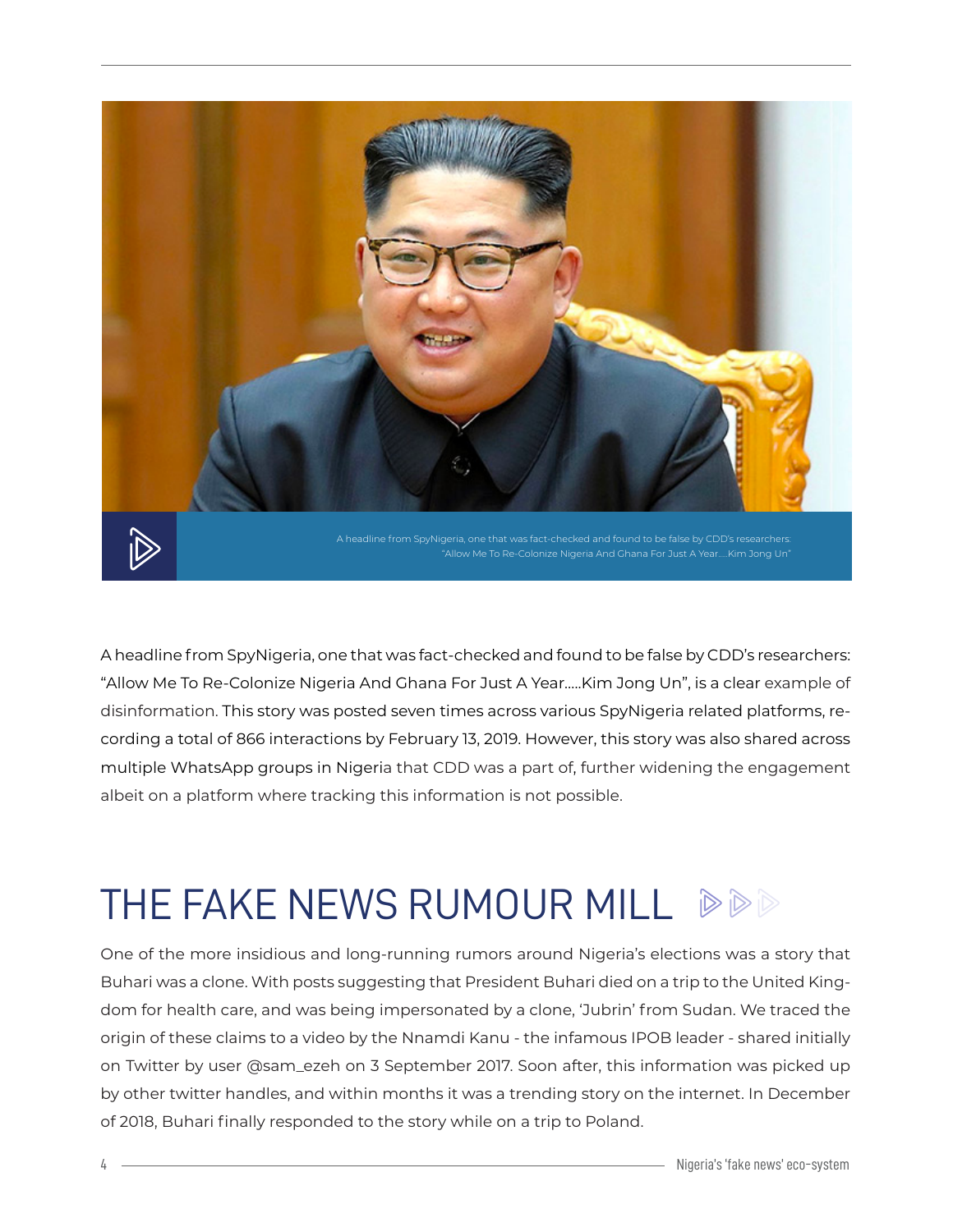A headline from SpyNigeria, one that was fact-checked and found to be false by CDD's researchers: "Allow Me To Re-Colonize Nigeria And Ghana For Just A Year.....Kim Jong Un"

A headline from SpyNigeria, one that was fact-checked and found to be false by CDD's researchers: "Allow Me To Re-Colonize Nigeria And Ghana For Just A Year.....Kim Jong Un", is a clear example of disinformation. This story was posted seven times across various SpyNigeria related platforms, recording a total of 866 interactions by February 13, 2019. However, this story was also shared across multiple WhatsApp groups in Nigeria that CDD was a part of, further widening the engagement albeit on a platform where tracking this information is not possible.

## THE FAKE NEWS RUMOUR MILL

One of the more insidious and long-running rumors around Nigeria's elections was a story that Buhari was a clone. With posts suggesting that President Buhari died on a trip to the United Kingdom for health care, and was being impersonated by a clone, 'Jubrin' from Sudan. We traced the origin of these claims to a video by the Nnamdi Kanu - the infamous IPOB leader - shared initially on Twitter by user @sam_ezeh on 3 September 2017. Soon after, this information was picked up by other twitter handles, and within months it was a trending story on the internet. In December of 2018, Buhari finally responded to the story while on a trip to Poland.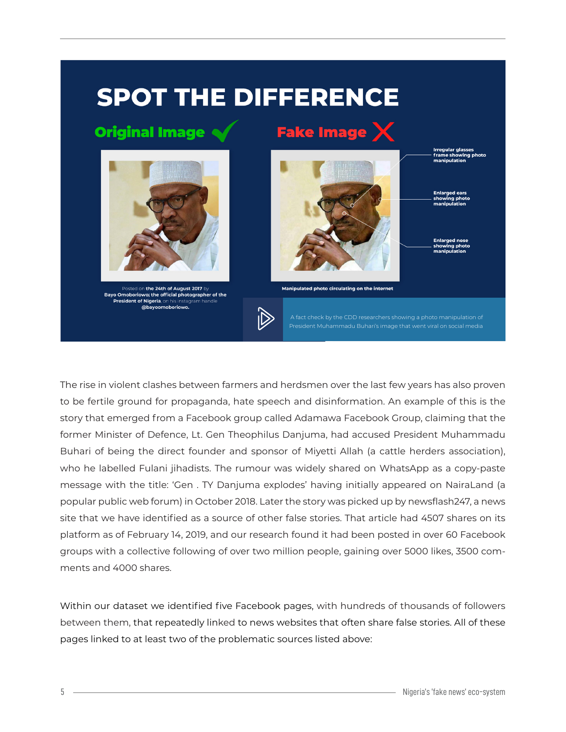# SPOT THE DIFFERENCE

**Original Image** ✓

Posted on **the 24th of August 2017** by **Bayo Omoboriowo; the official photographer of the President of Nigeria**, on his instagram handle **@bayoomoboriowo.**

**Fake Image** ✗

**Irregular glasses frame showing photo manipulation**

**Enlarged ears showing photo manipulation**

**Enlarged nose showing photo manipulation**

**Manipulated photo circulating on the internet**

A fact check by the CDD researchers showing a photo manipulation of President Muhammadu Buhari's image that went viral on social media

The rise in violent clashes between farmers and herdsmen over the last few years has also proven to be fertile ground for propaganda, hate speech and disinformation. An example of this is the story that emerged from a Facebook group called Adamawa Facebook Group, claiming that the former Minister of Defence, Lt. Gen Theophilus Danjuma, had accused President Muhammadu Buhari of being the direct founder and sponsor of Miyetti Allah (a cattle herders association), who he labelled Fulani jihadists. The rumour was widely shared on WhatsApp as a copy-paste message with the title: 'Gen . TY Danjuma explodes' having initially appeared on NairaLand (a popular public web forum) in October 2018. Later the story was picked up by newsflash247, a news site that we have identified as a source of other false stories. That article had 4507 shares on its platform as of February 14, 2019, and our research found it had been posted in over 60 Facebook groups with a collective following of over two million people, gaining over 5000 likes, 3500 comments and 4000 shares.

Within our dataset we identified five Facebook pages, with hundreds of thousands of followers between them, that repeatedly linked to news websites that often share false stories. All of these pages linked to at least two of the problematic sources listed above: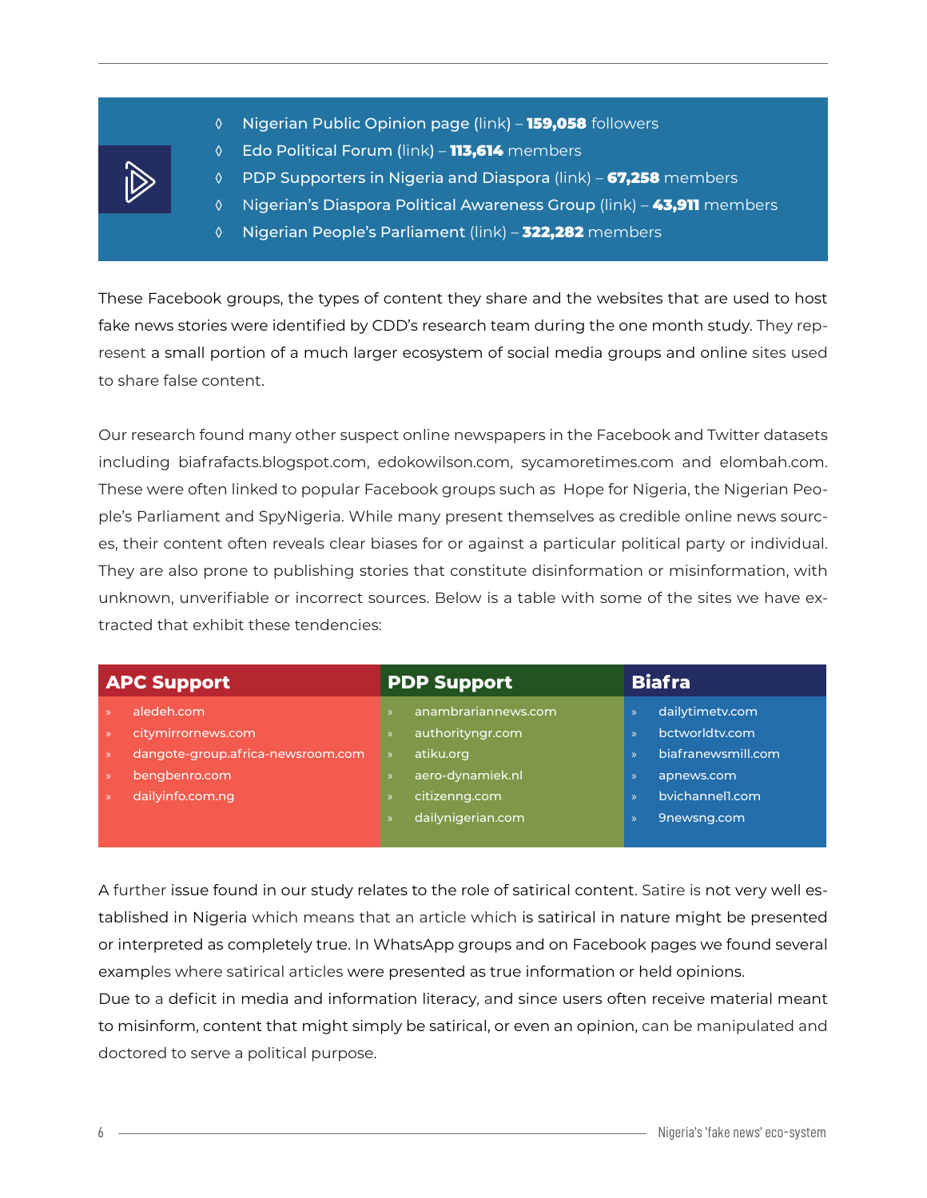- Nigerian Public Opinion page (link) – **159,058** followers
- Edo Political Forum (link) – **113,614** members
- PDP Supporters in Nigeria and Diaspora (link) – **67,258** members
- Nigerian's Diaspora Political Awareness Group (link) – **43,911** members
- Nigerian People's Parliament (link) – **322,282** members

These Facebook groups, the types of content they share and the websites that are used to host fake news stories were identified by CDD's research team during the one month study. They represent a small portion of a much larger ecosystem of social media groups and online sites used to share false content.

Our research found many other suspect online newspapers in the Facebook and Twitter datasets including biafrafacts.blogspot.com, edokowilson.com, sycamoretimes.com and elombah.com. These were often linked to popular Facebook groups such as Hope for Nigeria, the Nigerian People's Parliament and SpyNigeria. While many present themselves as credible online news sources, their content often reveals clear biases for or against a particular political party or individual. They are also prone to publishing stories that constitute disinformation or misinformation, with unknown, unverifiable or incorrect sources. Below is a table with some of the sites we have extracted that exhibit these tendencies:

| APC Support | PDP Support | Biafra |
|---|---|---|
| aledeh.com | anambrariannews.com | dailytimetv.com |
| citymirrornews.com | authorityngr.com | bctworldtv.com |
| dangote-group.africa-newsroom.com | atiku.org | biafranewsmill.com |
| bengbenro.com | aero-dynamiek.nl | apnews.com |
| dailyinfo.com.ng | citizenng.com | bvichannel1.com |
| | dailynigerian.com | 9newsng.com |

A further issue found in our study relates to the role of satirical content. Satire is not very well established in Nigeria which means that an article which is satirical in nature might be presented or interpreted as completely true. In WhatsApp groups and on Facebook pages we found several examples where satirical articles were presented as true information or held opinions.

Due to a deficit in media and information literacy, and since users often receive material meant to misinform, content that might simply be satirical, or even an opinion, can be manipulated and doctored to serve a political purpose.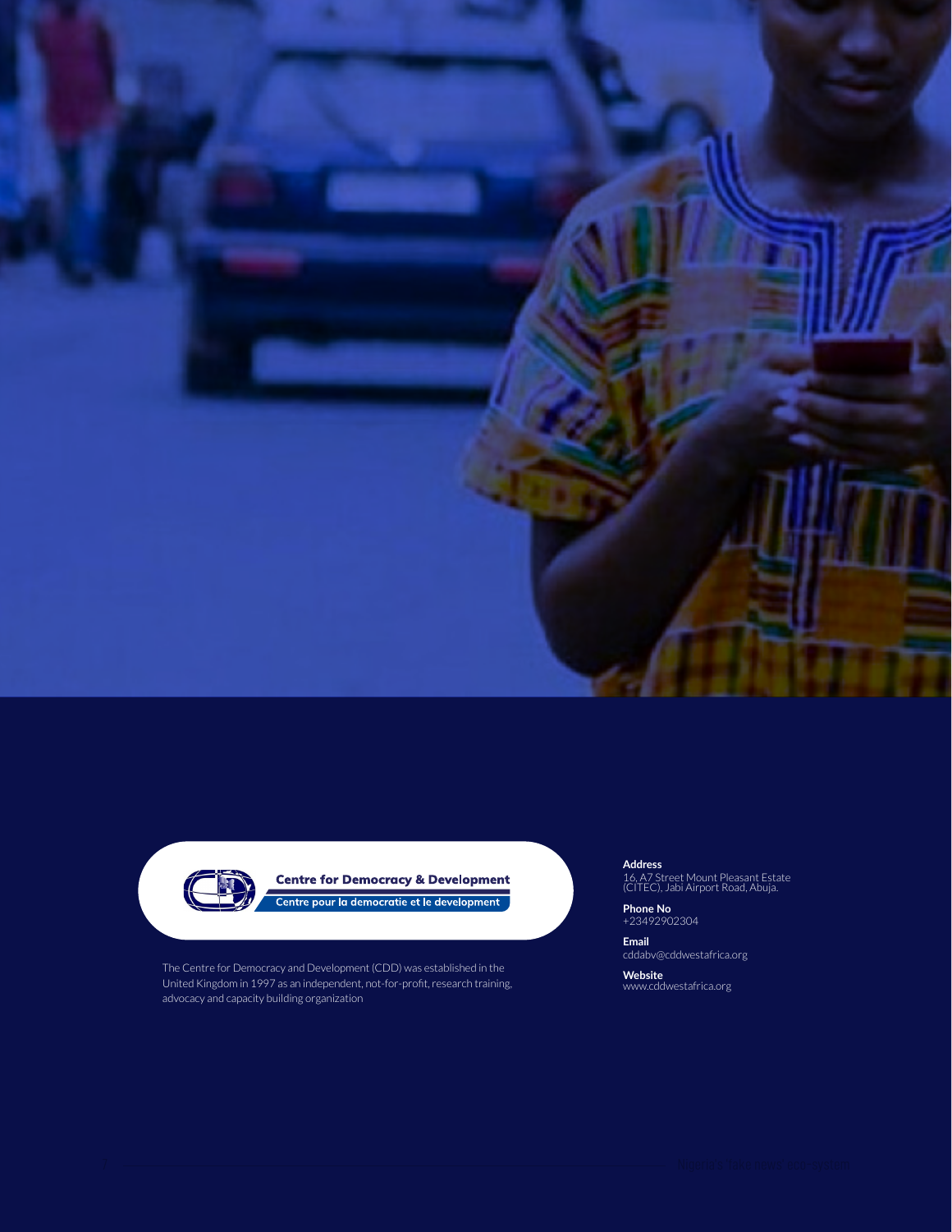**Centre for Democracy & Development**

**Centre pour la democratie et le development**

The Centre for Democracy and Development (CDD) was established in the United Kingdom in 1997 as an independent, not-for-profit, research training, advocacy and capacity building organization

**Address**
16, A7 Street Mount Pleasant Estate (CITEC), Jabi Airport Road, Abuja.

**Phone No**
+23492902304

**Email**
cddabv@cddwestafrica.org

**Website**
www.cddwestafrica.org